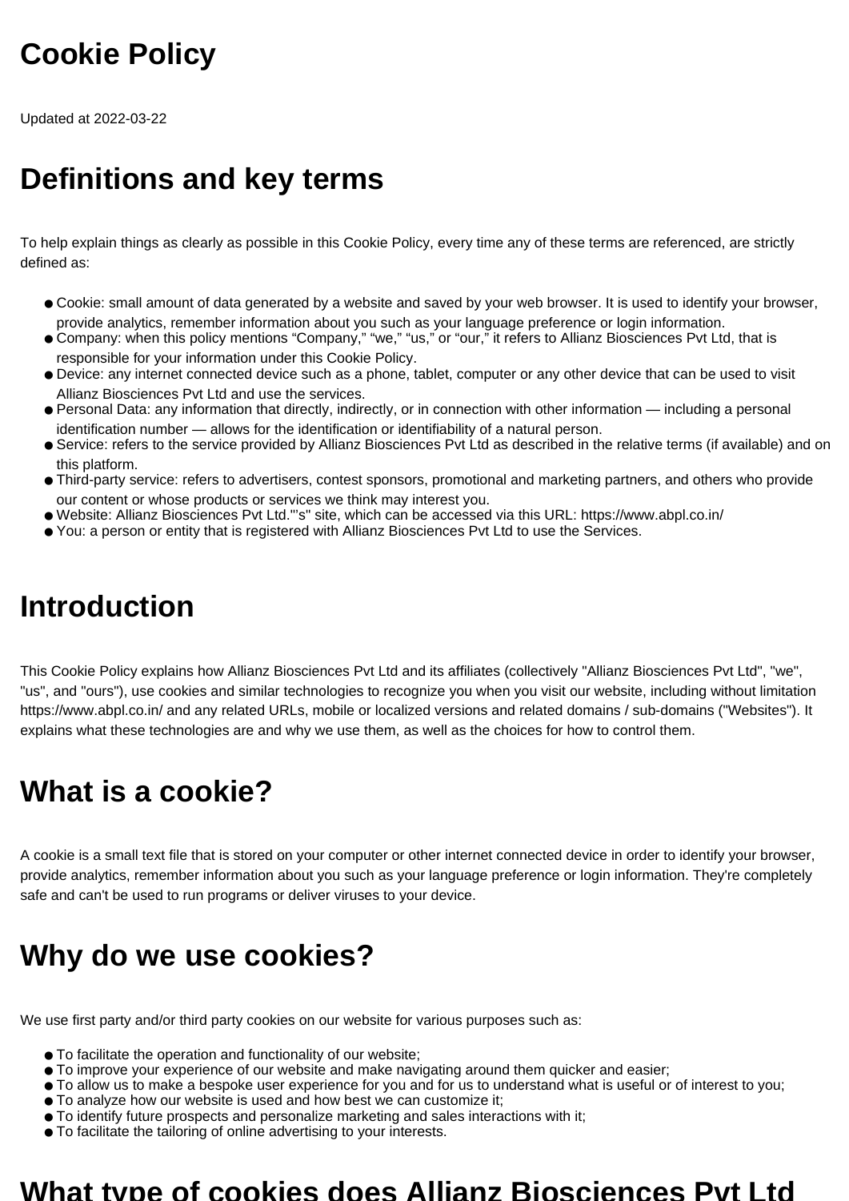# Cookie Policy

Updated at 2022-03-22

# Definitions and key terms

To help explain things as clearly as possible in this Cookie Policy, every time any of these terms are referenced, are strictly defined as:

- Cookie: small amount of data generated by a website and saved by your web browser. It is used to identify your browser, provide analytics, remember information about you such as your language preference or login information.
- Company: when this policy mentions “Company,” “we,” “us,” or “our,” it refers to Allianz Biosciences Pvt Ltd, that is responsible for your information under this Cookie Policy.
- Device: any internet connected device such as a phone, tablet, computer or any other device that can be used to visit Allianz Biosciences Pvt Ltd and use the services.
- Personal Data: any information that directly, indirectly, or in connection with other information — including a personal identification number — allows for the identification or identifiability of a natural person.
- Service: refers to the service provided by Allianz Biosciences Pvt Ltd as described in the relative terms (if available) and on this platform.
- Third-party service: refers to advertisers, contest sponsors, promotional and marketing partners, and others who provide our content or whose products or services we think may interest you.
- Website: Allianz Biosciences Pvt Ltd."'s" site, which can be accessed via this URL: https://www.abpl.co.in/
- You: a person or entity that is registered with Allianz Biosciences Pvt Ltd to use the Services.

# Introduction

This Cookie Policy explains how Allianz Biosciences Pvt Ltd and its affiliates (collectively "Allianz Biosciences Pvt Ltd", "we", "us", and "ours"), use cookies and similar technologies to recognize you when you visit our website, including without limitation https://www.abpl.co.in/ and any related URLs, mobile or localized versions and related domains / sub-domains ("Websites"). It explains what these technologies are and why we use them, as well as the choices for how to control them.

# What is a cookie?

A cookie is a small text file that is stored on your computer or other internet connected device in order to identify your browser, provide analytics, remember information about you such as your language preference or login information. They're completely safe and can't be used to run programs or deliver viruses to your device.

# Why do we use cookies?

We use first party and/or third party cookies on our website for various purposes such as:

- To facilitate the operation and functionality of our website;
- To improve your experience of our website and make navigating around them quicker and easier;
- To allow us to make a bespoke user experience for you and for us to understand what is useful or of interest to you;
- To analyze how our website is used and how best we can customize it;
- To identify future prospects and personalize marketing and sales interactions with it;
- To facilitate the tailoring of online advertising to your interests.

# What type of cookies does Allianz Biosciences Pvt Ltd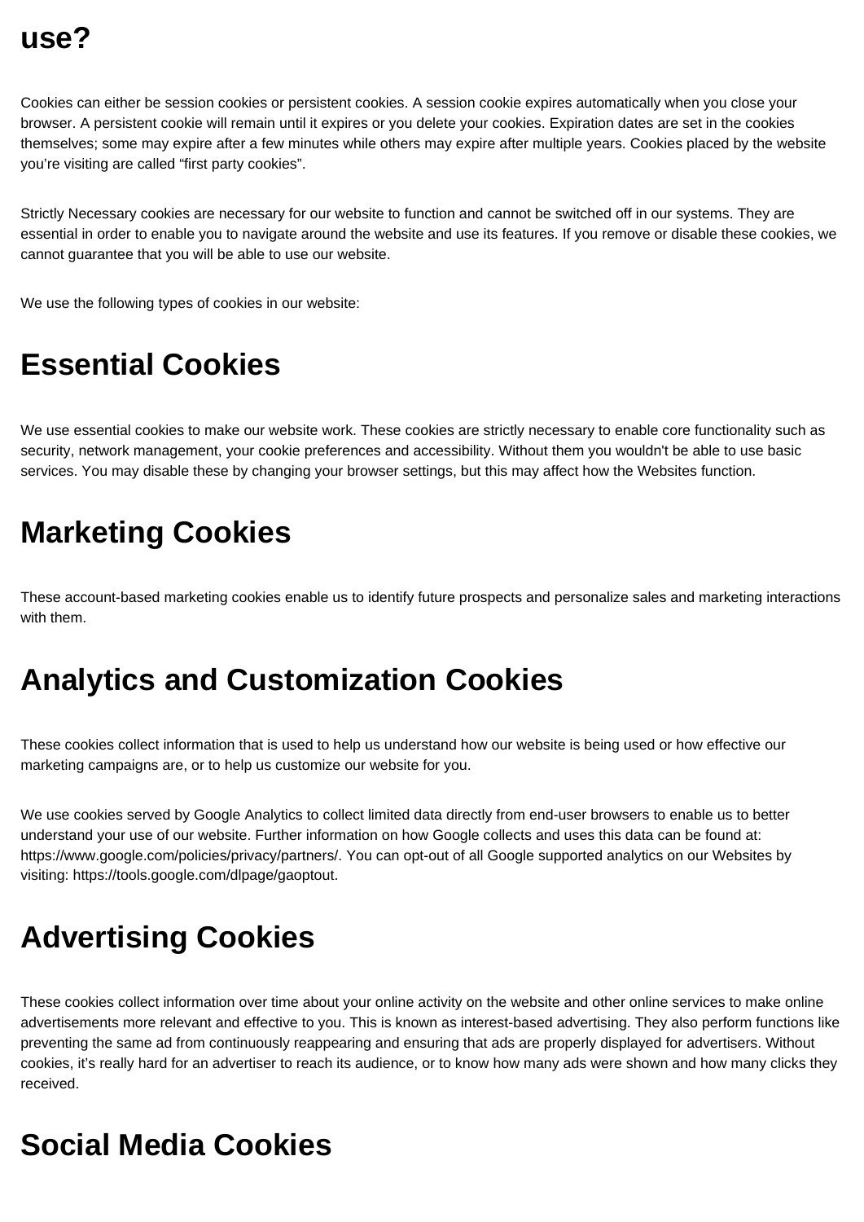use?

Cookies can either be session cookies or persistent cookies. A session cookie expires automatically when you close your browser. A persistent cookie will remain until it expires or you delete your cookies. Expiration dates are set in the cookies themselves; some may expire after a few minutes while others may expire after multiple years. Cookies placed by the website you're visiting are called "first party cookies".

Strictly Necessary cookies are necessary for our website to function and cannot be switched off in our systems. They are essential in order to enable you to navigate around the website and use its features. If you remove or disable these cookies, we cannot guarantee that you will be able to use our website.

We use the following types of cookies in our website:

# Essential Cookies

We use essential cookies to make our website work. These cookies are strictly necessary to enable core functionality such as security, network management, your cookie preferences and accessibility. Without them you wouldn't be able to use basic services. You may disable these by changing your browser settings, but this may affect how the Websites function.

# Marketing Cookies

These account-based marketing cookies enable us to identify future prospects and personalize sales and marketing interactions with them.

# Analytics and Customization Cookies

These cookies collect information that is used to help us understand how our website is being used or how effective our marketing campaigns are, or to help us customize our website for you.

We use cookies served by Google Analytics to collect limited data directly from end-user browsers to enable us to better understand your use of our website. Further information on how Google collects and uses this data can be found at: https://www.google.com/policies/privacy/partners/. You can opt-out of all Google supported analytics on our Websites by visiting: https://tools.google.com/dlpage/gaoptout.

# Advertising Cookies

These cookies collect information over time about your online activity on the website and other online services to make online advertisements more relevant and effective to you. This is known as interest-based advertising. They also perform functions like preventing the same ad from continuously reappearing and ensuring that ads are properly displayed for advertisers. Without cookies, it's really hard for an advertiser to reach its audience, or to know how many ads were shown and how many clicks they received.

# Social Media Cookies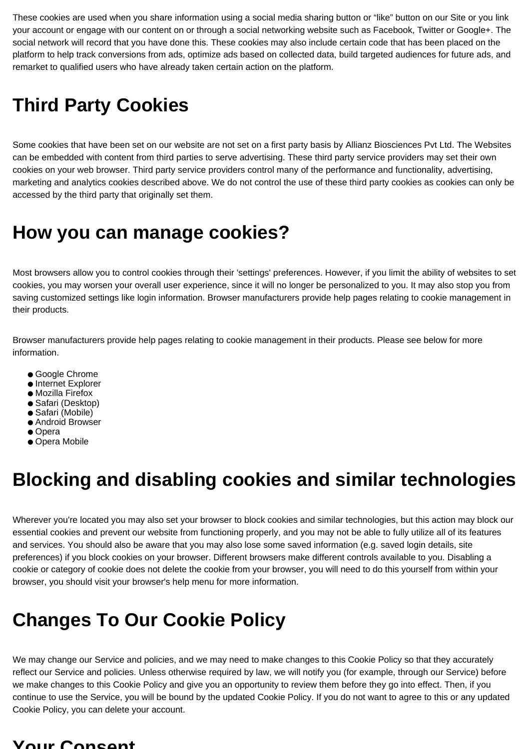These cookies are used when you share information using a social media sharing button or “like” button on our Site or you link your account or engage with our content on or through a social networking website such as Facebook, Twitter or Google+. The social network will record that you have done this. These cookies may also include certain code that has been placed on the platform to help track conversions from ads, optimize ads based on collected data, build targeted audiences for future ads, and remarket to qualified users who have already taken certain action on the platform.

# Third Party Cookies

Some cookies that have been set on our website are not set on a first party basis by Allianz Biosciences Pvt Ltd. The Websites can be embedded with content from third parties to serve advertising. These third party service providers may set their own cookies on your web browser. Third party service providers control many of the performance and functionality, advertising, marketing and analytics cookies described above. We do not control the use of these third party cookies as cookies can only be accessed by the third party that originally set them.

# How you can manage cookies?

Most browsers allow you to control cookies through their 'settings' preferences. However, if you limit the ability of websites to set cookies, you may worsen your overall user experience, since it will no longer be personalized to you. It may also stop you from saving customized settings like login information. Browser manufacturers provide help pages relating to cookie management in their products.

Browser manufacturers provide help pages relating to cookie management in their products. Please see below for more information.

- Google Chrome
- Internet Explorer
- Mozilla Firefox
- Safari (Desktop)
- Safari (Mobile)
- Android Browser
- Opera
- Opera Mobile

# Blocking and disabling cookies and similar technologies

Wherever you're located you may also set your browser to block cookies and similar technologies, but this action may block our essential cookies and prevent our website from functioning properly, and you may not be able to fully utilize all of its features and services. You should also be aware that you may also lose some saved information (e.g. saved login details, site preferences) if you block cookies on your browser. Different browsers make different controls available to you. Disabling a cookie or category of cookie does not delete the cookie from your browser, you will need to do this yourself from within your browser, you should visit your browser's help menu for more information.

# Changes To Our Cookie Policy

We may change our Service and policies, and we may need to make changes to this Cookie Policy so that they accurately reflect our Service and policies. Unless otherwise required by law, we will notify you (for example, through our Service) before we make changes to this Cookie Policy and give you an opportunity to review them before they go into effect. Then, if you continue to use the Service, you will be bound by the updated Cookie Policy. If you do not want to agree to this or any updated Cookie Policy, you can delete your account.

# Your Consent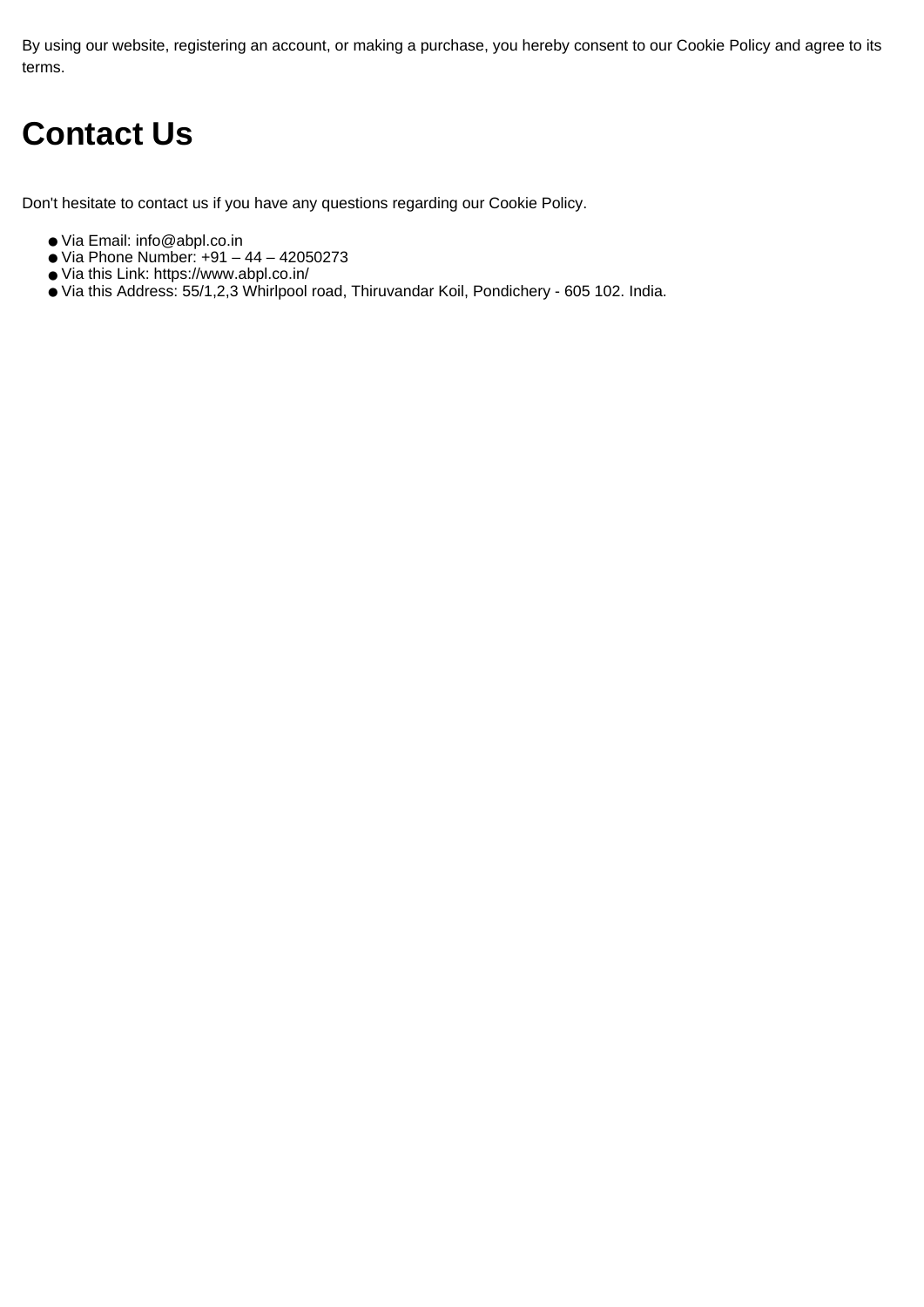By using our website, registering an account, or making a purchase, you hereby consent to our Cookie Policy and agree to its terms.

## Contact Us

Don't hesitate to contact us if you have any questions regarding our Cookie Policy.

- Via Email: info@abpl.co.in
- Via Phone Number: +91 – 44 – 42050273
- Via this Link: https://www.abpl.co.in/
- Via this Address: 55/1,2,3 Whirlpool road, Thiruvandar Koil, Pondichery - 605 102. India.